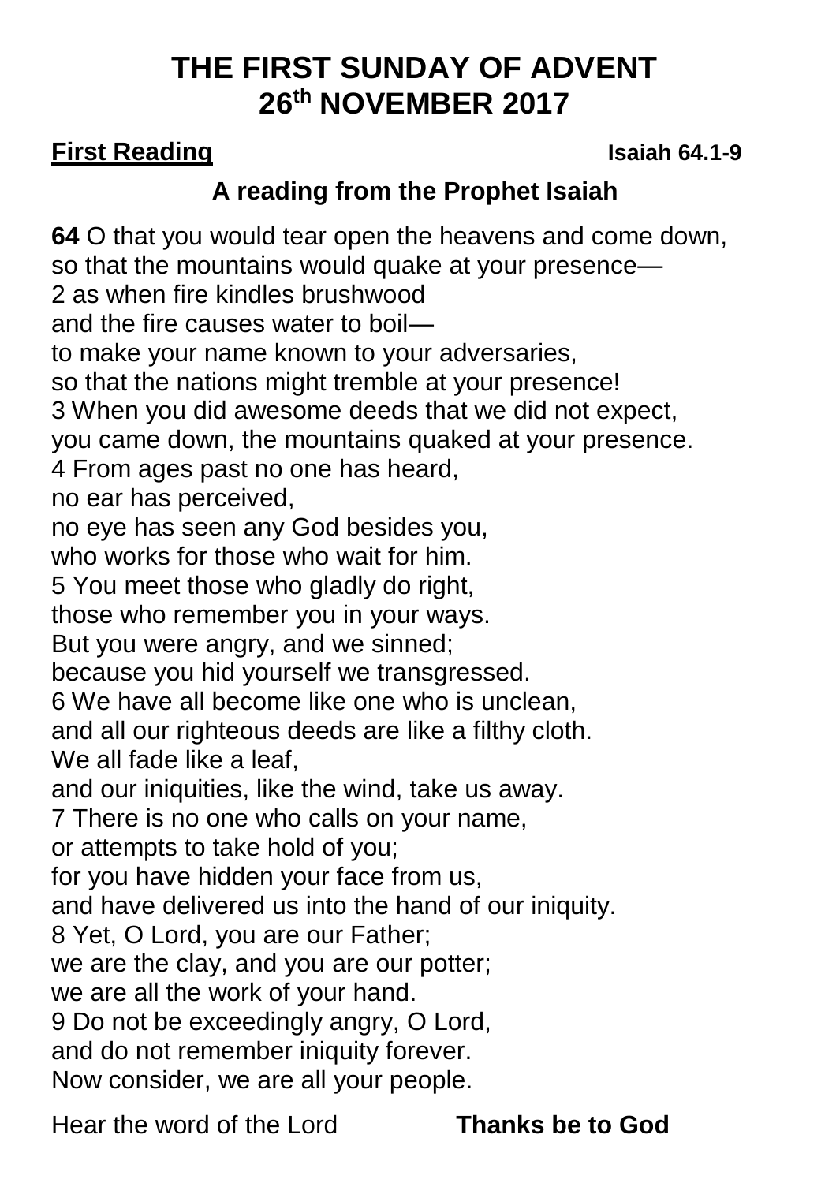# THE FIRST SUNDAY OF ADVENT
# 26th NOVEMBER 2017

**First Reading** **Isaiah 64.1-9**

### A reading from the Prophet Isaiah

**64** O that you would tear open the heavens and come down,
so that the mountains would quake at your presence—
2 as when fire kindles brushwood
and the fire causes water to boil—
to make your name known to your adversaries,
so that the nations might tremble at your presence!
3 When you did awesome deeds that we did not expect,
you came down, the mountains quaked at your presence.
4 From ages past no one has heard,
no ear has perceived,
no eye has seen any God besides you,
who works for those who wait for him.
5 You meet those who gladly do right,
those who remember you in your ways.
But you were angry, and we sinned;
because you hid yourself we transgressed.
6 We have all become like one who is unclean,
and all our righteous deeds are like a filthy cloth.
We all fade like a leaf,
and our iniquities, like the wind, take us away.
7 There is no one who calls on your name,
or attempts to take hold of you;
for you have hidden your face from us,
and have delivered us into the hand of our iniquity.
8 Yet, O Lord, you are our Father;
we are the clay, and you are our potter;
we are all the work of your hand.
9 Do not be exceedingly angry, O Lord,
and do not remember iniquity forever.
Now consider, we are all your people.

Hear the word of the Lord **Thanks be to God**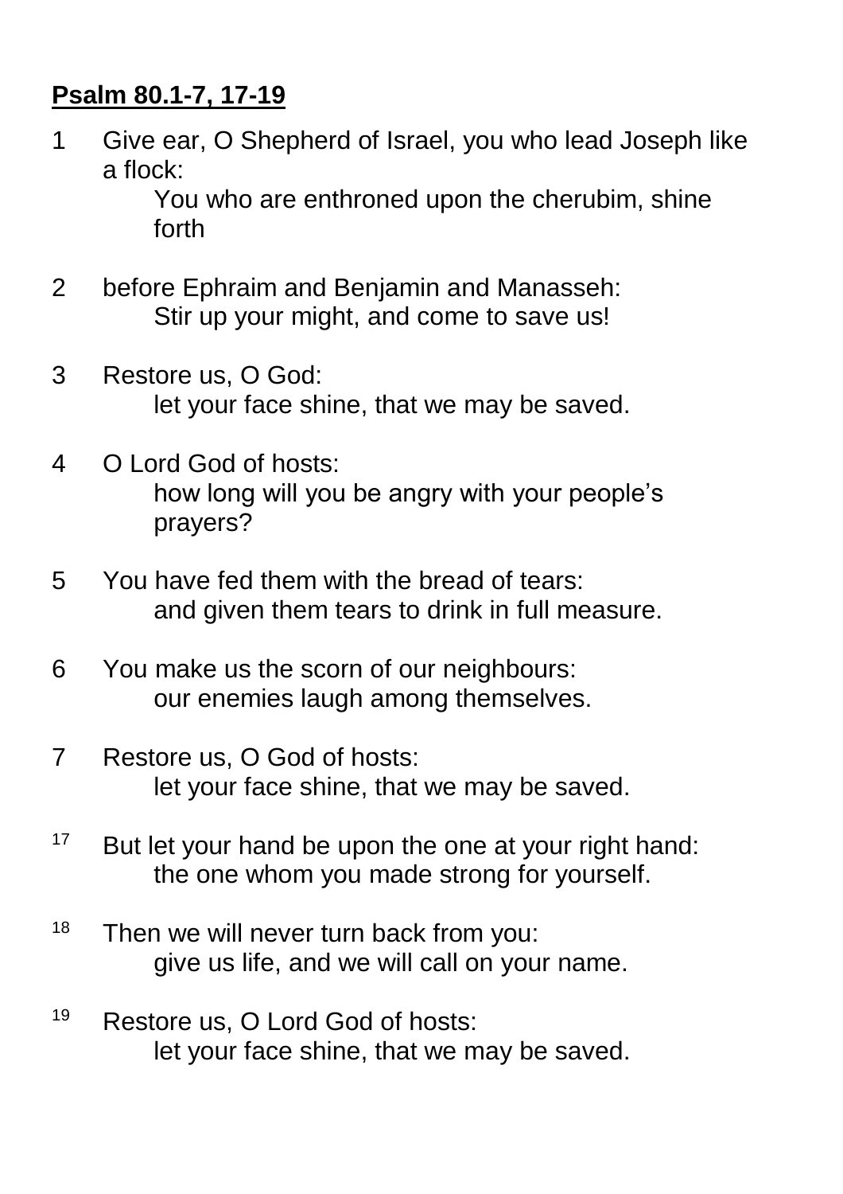**Psalm 80.1-7, 17-19**

1 Give ear, O Shepherd of Israel, you who lead Joseph like a flock:
    You who are enthroned upon the cherubim, shine forth

2 before Ephraim and Benjamin and Manasseh:
    Stir up your might, and come to save us!

3 Restore us, O God:
    let your face shine, that we may be saved.

4 O Lord God of hosts:
    how long will you be angry with your people's prayers?

5 You have fed them with the bread of tears:
    and given them tears to drink in full measure.

6 You make us the scorn of our neighbours:
    our enemies laugh among themselves.

7 Restore us, O God of hosts:
    let your face shine, that we may be saved.

17 But let your hand be upon the one at your right hand:
    the one whom you made strong for yourself.

18 Then we will never turn back from you:
    give us life, and we will call on your name.

19 Restore us, O Lord God of hosts:
    let your face shine, that we may be saved.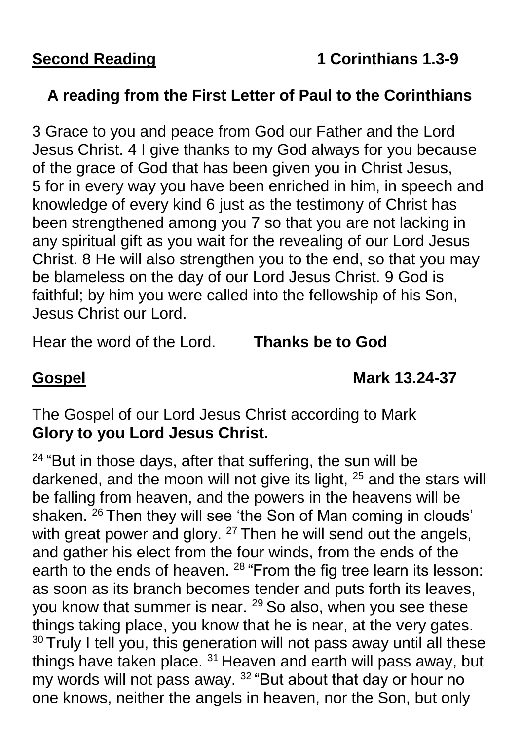**Second Reading** **1 Corinthians 1.3-9**

**A reading from the First Letter of Paul to the Corinthians**

3 Grace to you and peace from God our Father and the Lord Jesus Christ. 4 I give thanks to my God always for you because of the grace of God that has been given you in Christ Jesus, 5 for in every way you have been enriched in him, in speech and knowledge of every kind 6 just as the testimony of Christ has been strengthened among you 7 so that you are not lacking in any spiritual gift as you wait for the revealing of our Lord Jesus Christ. 8 He will also strengthen you to the end, so that you may be blameless on the day of our Lord Jesus Christ. 9 God is faithful; by him you were called into the fellowship of his Son, Jesus Christ our Lord.

Hear the word of the Lord. **Thanks be to God**

**Gospel** **Mark 13.24-37**

The Gospel of our Lord Jesus Christ according to Mark
**Glory to you Lord Jesus Christ.**

24 "But in those days, after that suffering, the sun will be darkened, and the moon will not give its light, 25 and the stars will be falling from heaven, and the powers in the heavens will be shaken. 26 Then they will see 'the Son of Man coming in clouds' with great power and glory. 27 Then he will send out the angels, and gather his elect from the four winds, from the ends of the earth to the ends of heaven. 28 "From the fig tree learn its lesson: as soon as its branch becomes tender and puts forth its leaves, you know that summer is near. 29 So also, when you see these things taking place, you know that he is near, at the very gates. 30 Truly I tell you, this generation will not pass away until all these things have taken place. 31 Heaven and earth will pass away, but my words will not pass away. 32 "But about that day or hour no one knows, neither the angels in heaven, nor the Son, but only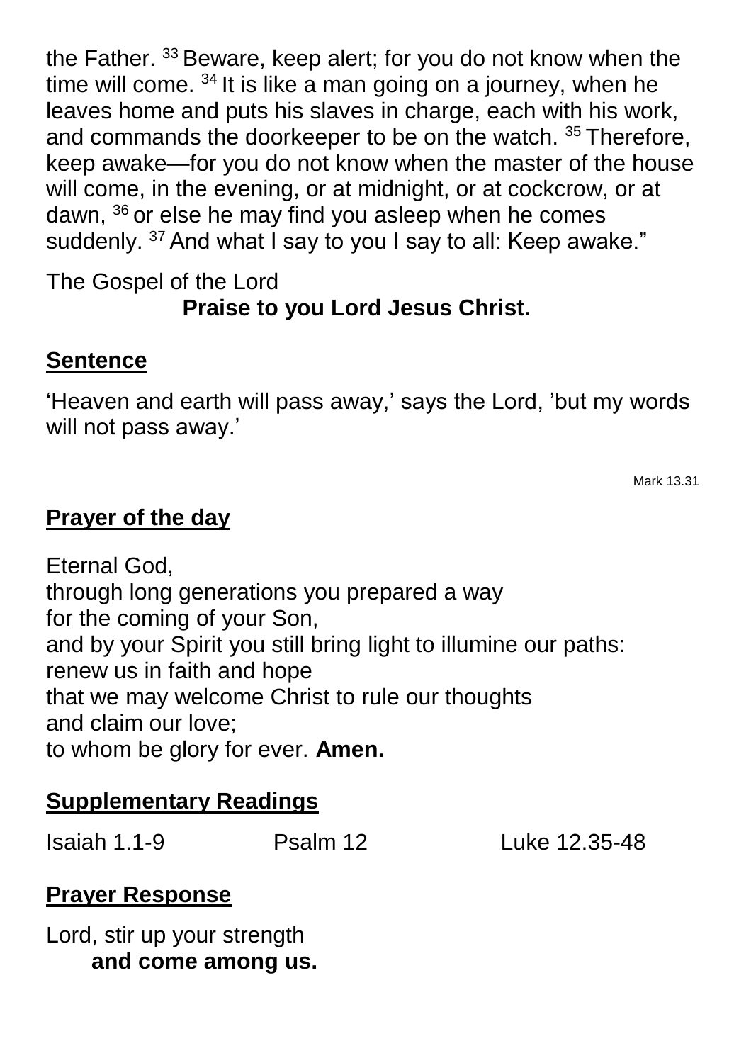the Father. [33] Beware, keep alert; for you do not know when the time will come. [34] It is like a man going on a journey, when he leaves home and puts his slaves in charge, each with his work, and commands the doorkeeper to be on the watch. [35] Therefore, keep awake—for you do not know when the master of the house will come, in the evening, or at midnight, or at cockcrow, or at dawn, [36] or else he may find you asleep when he comes suddenly. [37] And what I say to you I say to all: Keep awake."

The Gospel of the Lord
**Praise to you Lord Jesus Christ.**

## Sentence

'Heaven and earth will pass away,' says the Lord, 'but my words will not pass away.'

Mark 13.31

## Prayer of the day

Eternal God,
through long generations you prepared a way
for the coming of your Son,
and by your Spirit you still bring light to illumine our paths:
renew us in faith and hope
that we may welcome Christ to rule our thoughts
and claim our love;
to whom be glory for ever. **Amen.**

## Supplementary Readings

Isaiah 1.1-9 Psalm 12 Luke 12.35-48

## Prayer Response

Lord, stir up your strength
**and come among us.**